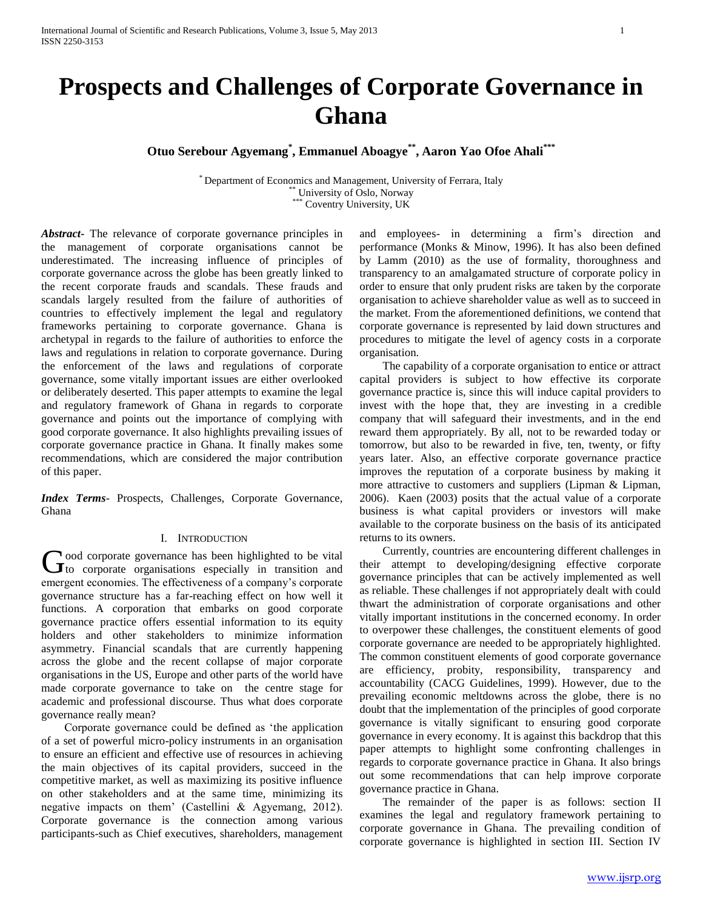# Prospects and Challenges of Corporate Governance in Ghana

**Otuo Serebour Agyemang[*], Emmanuel Aboagye[**], Aaron Yao Ofoe Ahali[***]**

[*] Department of Economics and Management, University of Ferrara, Italy
[**] University of Oslo, Norway
[***] Coventry University, UK

***Abstract-*** The relevance of corporate governance principles in the management of corporate organisations cannot be underestimated. The increasing influence of principles of corporate governance across the globe has been greatly linked to the recent corporate frauds and scandals. These frauds and scandals largely resulted from the failure of authorities of countries to effectively implement the legal and regulatory frameworks pertaining to corporate governance. Ghana is archetypal in regards to the failure of authorities to enforce the laws and regulations in relation to corporate governance. During the enforcement of the laws and regulations of corporate governance, some vitally important issues are either overlooked or deliberately deserted. This paper attempts to examine the legal and regulatory framework of Ghana in regards to corporate governance and points out the importance of complying with good corporate governance. It also highlights prevailing issues of corporate governance practice in Ghana. It finally makes some recommendations, which are considered the major contribution of this paper.

***Index Terms-*** Prospects, Challenges, Corporate Governance, Ghana

## I. Introduction

Good corporate governance has been highlighted to be vital to corporate organisations especially in transition and emergent economies. The effectiveness of a company's corporate governance structure has a far-reaching effect on how well it functions. A corporation that embarks on good corporate governance practice offers essential information to its equity holders and other stakeholders to minimize information asymmetry. Financial scandals that are currently happening across the globe and the recent collapse of major corporate organisations in the US, Europe and other parts of the world have made corporate governance to take on the centre stage for academic and professional discourse. Thus what does corporate governance really mean?

Corporate governance could be defined as 'the application of a set of powerful micro-policy instruments in an organisation to ensure an efficient and effective use of resources in achieving the main objectives of its capital providers, succeed in the competitive market, as well as maximizing its positive influence on other stakeholders and at the same time, minimizing its negative impacts on them' (Castellini & Agyemang, 2012). Corporate governance is the connection among various participants-such as Chief executives, shareholders, management and employees- in determining a firm's direction and performance (Monks & Minow, 1996). It has also been defined by Lamm (2010) as the use of formality, thoroughness and transparency to an amalgamated structure of corporate policy in order to ensure that only prudent risks are taken by the corporate organisation to achieve shareholder value as well as to succeed in the market. From the aforementioned definitions, we contend that corporate governance is represented by laid down structures and procedures to mitigate the level of agency costs in a corporate organisation.

The capability of a corporate organisation to entice or attract capital providers is subject to how effective its corporate governance practice is, since this will induce capital providers to invest with the hope that, they are investing in a credible company that will safeguard their investments, and in the end reward them appropriately. By all, not to be rewarded today or tomorrow, but also to be rewarded in five, ten, twenty, or fifty years later. Also, an effective corporate governance practice improves the reputation of a corporate business by making it more attractive to customers and suppliers (Lipman & Lipman, 2006). Kaen (2003) posits that the actual value of a corporate business is what capital providers or investors will make available to the corporate business on the basis of its anticipated returns to its owners.

Currently, countries are encountering different challenges in their attempt to developing/designing effective corporate governance principles that can be actively implemented as well as reliable. These challenges if not appropriately dealt with could thwart the administration of corporate organisations and other vitally important institutions in the concerned economy. In order to overpower these challenges, the constituent elements of good corporate governance are needed to be appropriately highlighted. The common constituent elements of good corporate governance are efficiency, probity, responsibility, transparency and accountability (CACG Guidelines, 1999). However, due to the prevailing economic meltdowns across the globe, there is no doubt that the implementation of the principles of good corporate governance is vitally significant to ensuring good corporate governance in every economy. It is against this backdrop that this paper attempts to highlight some confronting challenges in regards to corporate governance practice in Ghana. It also brings out some recommendations that can help improve corporate governance practice in Ghana.

The remainder of the paper is as follows: section II examines the legal and regulatory framework pertaining to corporate governance in Ghana. The prevailing condition of corporate governance is highlighted in section III. Section IV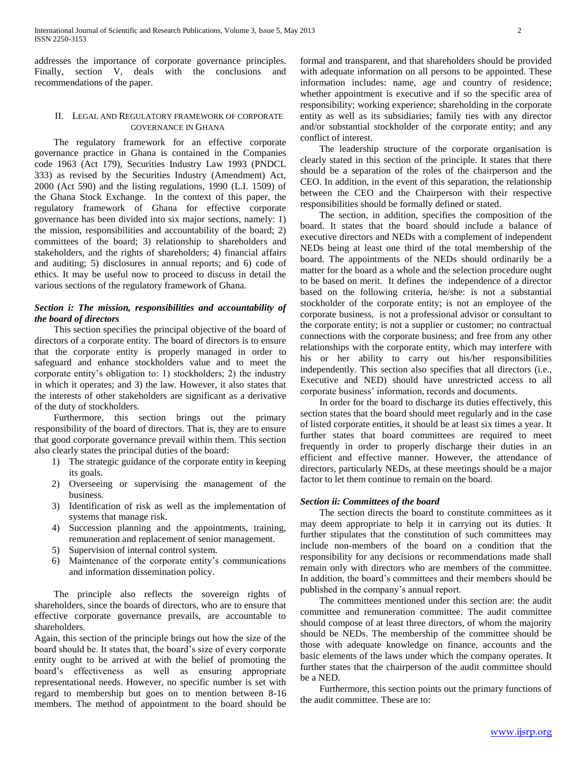addresses the importance of corporate governance principles. Finally, section V, deals with the conclusions and recommendations of the paper.

## II. Legal and Regulatory Framework of Corporate Governance in Ghana

The regulatory framework for an effective corporate governance practice in Ghana is contained in the Companies code 1963 (Act 179), Securities Industry Law 1993 (PNDCL 333) as revised by the Securities Industry (Amendment) Act, 2000 (Act 590) and the listing regulations, 1990 (L.I. 1509) of the Ghana Stock Exchange. In the context of this paper, the regulatory framework of Ghana for effective corporate governance has been divided into six major sections, namely: 1) the mission, responsibilities and accountability of the board; 2) committees of the board; 3) relationship to shareholders and stakeholders, and the rights of shareholders; 4) financial affairs and auditing; 5) disclosures in annual reports; and 6) code of ethics. It may be useful now to proceed to discuss in detail the various sections of the regulatory framework of Ghana.

### *Section i: The mission, responsibilities and accountability of the board of directors*

This section specifies the principal objective of the board of directors of a corporate entity. The board of directors is to ensure that the corporate entity is properly managed in order to safeguard and enhance stockholders value and to meet the corporate entity's obligation to: 1) stockholders; 2) the industry in which it operates; and 3) the law. However, it also states that the interests of other stakeholders are significant as a derivative of the duty of stockholders.

Furthermore, this section brings out the primary responsibility of the board of directors. That is, they are to ensure that good corporate governance prevail within them. This section also clearly states the principal duties of the board:

1) The strategic guidance of the corporate entity in keeping its goals.
2) Overseeing or supervising the management of the business.
3) Identification of risk as well as the implementation of systems that manage risk.
4) Succession planning and the appointments, training, remuneration and replacement of senior management.
5) Supervision of internal control system.
6) Maintenance of the corporate entity's communications and information dissemination policy.

The principle also reflects the sovereign rights of shareholders, since the boards of directors, who are to ensure that effective corporate governance prevails, are accountable to shareholders.

Again, this section of the principle brings out how the size of the board should be. It states that, the board's size of every corporate entity ought to be arrived at with the belief of promoting the board's effectiveness as well as ensuring appropriate representational needs. However, no specific number is set with regard to membership but goes on to mention between 8-16 members. The method of appointment to the board should be formal and transparent, and that shareholders should be provided with adequate information on all persons to be appointed. These information includes: name, age and country of residence; whether appointment is executive and if so the specific area of responsibility; working experience; shareholding in the corporate entity as well as its subsidiaries; family ties with any director and/or substantial stockholder of the corporate entity; and any conflict of interest.

The leadership structure of the corporate organisation is clearly stated in this section of the principle. It states that there should be a separation of the roles of the chairperson and the CEO. In addition, in the event of this separation, the relationship between the CEO and the Chairperson with their respective responsibilities should be formally defined or stated.

The section, in addition, specifies the composition of the board. It states that the board should include a balance of executive directors and NEDs with a complement of independent NEDs being at least one third of the total membership of the board. The appointments of the NEDs should ordinarily be a matter for the board as a whole and the selection procedure ought to be based on merit. It defines the independence of a director based on the following criteria, he/she: is not a substantial stockholder of the corporate entity; is not an employee of the corporate business, is not a professional advisor or consultant to the corporate entity; is not a supplier or customer; no contractual connections with the corporate business; and free from any other relationships with the corporate entity, which may interfere with his or her ability to carry out his/her responsibilities independently. This section also specifies that all directors (i.e., Executive and NED) should have unrestricted access to all corporate business' information, records and documents.

In order for the board to discharge its duties effectively, this section states that the board should meet regularly and in the case of listed corporate entities, it should be at least six times a year. It further states that board committees are required to meet frequently in order to properly discharge their duties in an efficient and effective manner. However, the attendance of directors, particularly NEDs, at these meetings should be a major factor to let them continue to remain on the board.

### *Section ii: Committees of the board*

The section directs the board to constitute committees as it may deem appropriate to help it in carrying out its duties. It further stipulates that the constitution of such committees may include non-members of the board on a condition that the responsibility for any decisions or recommendations made shall remain only with directors who are members of the committee. In addition, the board's committees and their members should be published in the company's annual report.

The committees mentioned under this section are: the audit committee and remuneration committee. The audit committee should compose of at least three directors, of whom the majority should be NEDs. The membership of the committee should be those with adequate knowledge on finance, accounts and the basic elements of the laws under which the company operates. It further states that the chairperson of the audit committee should be a NED.

Furthermore, this section points out the primary functions of the audit committee. These are to: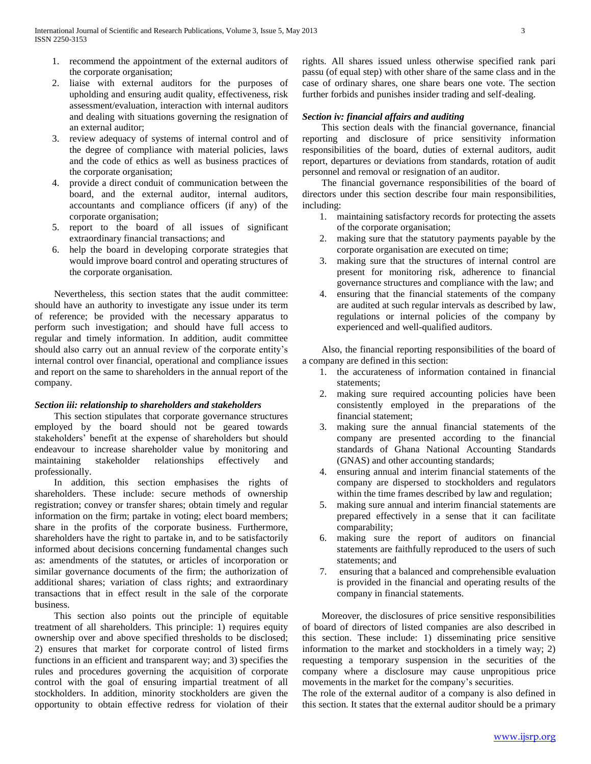1. recommend the appointment of the external auditors of the corporate organisation;
2. liaise with external auditors for the purposes of upholding and ensuring audit quality, effectiveness, risk assessment/evaluation, interaction with internal auditors and dealing with situations governing the resignation of an external auditor;
3. review adequacy of systems of internal control and of the degree of compliance with material policies, laws and the code of ethics as well as business practices of the corporate organisation;
4. provide a direct conduit of communication between the board, and the external auditor, internal auditors, accountants and compliance officers (if any) of the corporate organisation;
5. report to the board of all issues of significant extraordinary financial transactions; and
6. help the board in developing corporate strategies that would improve board control and operating structures of the corporate organisation.

Nevertheless, this section states that the audit committee: should have an authority to investigate any issue under its term of reference; be provided with the necessary apparatus to perform such investigation; and should have full access to regular and timely information. In addition, audit committee should also carry out an annual review of the corporate entity's internal control over financial, operational and compliance issues and report on the same to shareholders in the annual report of the company.

### *Section iii: relationship to shareholders and stakeholders*

This section stipulates that corporate governance structures employed by the board should not be geared towards stakeholders' benefit at the expense of shareholders but should endeavour to increase shareholder value by monitoring and maintaining stakeholder relationships effectively and professionally.

In addition, this section emphasises the rights of shareholders. These include: secure methods of ownership registration; convey or transfer shares; obtain timely and regular information on the firm; partake in voting; elect board members; share in the profits of the corporate business. Furthermore, shareholders have the right to partake in, and to be satisfactorily informed about decisions concerning fundamental changes such as: amendments of the statutes, or articles of incorporation or similar governance documents of the firm; the authorization of additional shares; variation of class rights; and extraordinary transactions that in effect result in the sale of the corporate business.

This section also points out the principle of equitable treatment of all shareholders. This principle: 1) requires equity ownership over and above specified thresholds to be disclosed; 2) ensures that market for corporate control of listed firms functions in an efficient and transparent way; and 3) specifies the rules and procedures governing the acquisition of corporate control with the goal of ensuring impartial treatment of all stockholders. In addition, minority stockholders are given the opportunity to obtain effective redress for violation of their rights. All shares issued unless otherwise specified rank pari passu (of equal step) with other share of the same class and in the case of ordinary shares, one share bears one vote. The section further forbids and punishes insider trading and self-dealing.

### *Section iv: financial affairs and auditing*

This section deals with the financial governance, financial reporting and disclosure of price sensitivity information responsibilities of the board, duties of external auditors, audit report, departures or deviations from standards, rotation of audit personnel and removal or resignation of an auditor.

The financial governance responsibilities of the board of directors under this section describe four main responsibilities, including:

1. maintaining satisfactory records for protecting the assets of the corporate organisation;
2. making sure that the statutory payments payable by the corporate organisation are executed on time;
3. making sure that the structures of internal control are present for monitoring risk, adherence to financial governance structures and compliance with the law; and
4. ensuring that the financial statements of the company are audited at such regular intervals as described by law, regulations or internal policies of the company by experienced and well-qualified auditors.

Also, the financial reporting responsibilities of the board of a company are defined in this section:

1. the accurateness of information contained in financial statements;
2. making sure required accounting policies have been consistently employed in the preparations of the financial statement;
3. making sure the annual financial statements of the company are presented according to the financial standards of Ghana National Accounting Standards (GNAS) and other accounting standards;
4. ensuring annual and interim financial statements of the company are dispersed to stockholders and regulators within the time frames described by law and regulation;
5. making sure annual and interim financial statements are prepared effectively in a sense that it can facilitate comparability;
6. making sure the report of auditors on financial statements are faithfully reproduced to the users of such statements; and
7. ensuring that a balanced and comprehensible evaluation is provided in the financial and operating results of the company in financial statements.

Moreover, the disclosures of price sensitive responsibilities of board of directors of listed companies are also described in this section. These include: 1) disseminating price sensitive information to the market and stockholders in a timely way; 2) requesting a temporary suspension in the securities of the company where a disclosure may cause unpropitious price movements in the market for the company's securities.

The role of the external auditor of a company is also defined in this section. It states that the external auditor should be a primary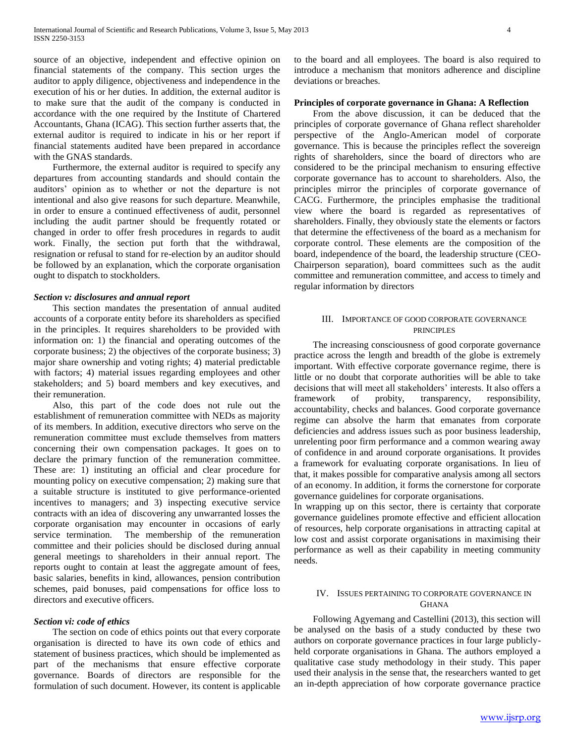source of an objective, independent and effective opinion on financial statements of the company. This section urges the auditor to apply diligence, objectiveness and independence in the execution of his or her duties. In addition, the external auditor is to make sure that the audit of the company is conducted in accordance with the one required by the Institute of Chartered Accountants, Ghana (ICAG). This section further asserts that, the external auditor is required to indicate in his or her report if financial statements audited have been prepared in accordance with the GNAS standards.

Furthermore, the external auditor is required to specify any departures from accounting standards and should contain the auditors' opinion as to whether or not the departure is not intentional and also give reasons for such departure. Meanwhile, in order to ensure a continued effectiveness of audit, personnel including the audit partner should be frequently rotated or changed in order to offer fresh procedures in regards to audit work. Finally, the section put forth that the withdrawal, resignation or refusal to stand for re-election by an auditor should be followed by an explanation, which the corporate organisation ought to dispatch to stockholders.

***Section v: disclosures and annual report***

This section mandates the presentation of annual audited accounts of a corporate entity before its shareholders as specified in the principles. It requires shareholders to be provided with information on: 1) the financial and operating outcomes of the corporate business; 2) the objectives of the corporate business; 3) major share ownership and voting rights; 4) material predictable with factors; 4) material issues regarding employees and other stakeholders; and 5) board members and key executives, and their remuneration.

Also, this part of the code does not rule out the establishment of remuneration committee with NEDs as majority of its members. In addition, executive directors who serve on the remuneration committee must exclude themselves from matters concerning their own compensation packages. It goes on to declare the primary function of the remuneration committee. These are: 1) instituting an official and clear procedure for mounting policy on executive compensation; 2) making sure that a suitable structure is instituted to give performance-oriented incentives to managers; and 3) inspecting executive service contracts with an idea of discovering any unwarranted losses the corporate organisation may encounter in occasions of early service termination. The membership of the remuneration committee and their policies should be disclosed during annual general meetings to shareholders in their annual report. The reports ought to contain at least the aggregate amount of fees, basic salaries, benefits in kind, allowances, pension contribution schemes, paid bonuses, paid compensations for office loss to directors and executive officers.

***Section vi: code of ethics***

The section on code of ethics points out that every corporate organisation is directed to have its own code of ethics and statement of business practices, which should be implemented as part of the mechanisms that ensure effective corporate governance. Boards of directors are responsible for the formulation of such document. However, its content is applicable to the board and all employees. The board is also required to introduce a mechanism that monitors adherence and discipline deviations or breaches.

**Principles of corporate governance in Ghana: A Reflection**

From the above discussion, it can be deduced that the principles of corporate governance of Ghana reflect shareholder perspective of the Anglo-American model of corporate governance. This is because the principles reflect the sovereign rights of shareholders, since the board of directors who are considered to be the principal mechanism to ensuring effective corporate governance has to account to shareholders. Also, the principles mirror the principles of corporate governance of CACG. Furthermore, the principles emphasise the traditional view where the board is regarded as representatives of shareholders. Finally, they obviously state the elements or factors that determine the effectiveness of the board as a mechanism for corporate control. These elements are the composition of the board, independence of the board, the leadership structure (CEO-Chairperson separation), board committees such as the audit committee and remuneration committee, and access to timely and regular information by directors

## III. Importance of Good Corporate Governance Principles

The increasing consciousness of good corporate governance practice across the length and breadth of the globe is extremely important. With effective corporate governance regime, there is little or no doubt that corporate authorities will be able to take decisions that will meet all stakeholders' interests. It also offers a framework of probity, transparency, responsibility, accountability, checks and balances. Good corporate governance regime can absolve the harm that emanates from corporate deficiencies and address issues such as poor business leadership, unrelenting poor firm performance and a common wearing away of confidence in and around corporate organisations. It provides a framework for evaluating corporate organisations. In lieu of that, it makes possible for comparative analysis among all sectors of an economy. In addition, it forms the cornerstone for corporate governance guidelines for corporate organisations.

In wrapping up on this sector, there is certainty that corporate governance guidelines promote effective and efficient allocation of resources, help corporate organisations in attracting capital at low cost and assist corporate organisations in maximising their performance as well as their capability in meeting community needs.

## IV. Issues Pertaining to Corporate Governance in Ghana

Following Agyemang and Castellini (2013), this section will be analysed on the basis of a study conducted by these two authors on corporate governance practices in four large publicly-held corporate organisations in Ghana. The authors employed a qualitative case study methodology in their study. This paper used their analysis in the sense that, the researchers wanted to get an in-depth appreciation of how corporate governance practice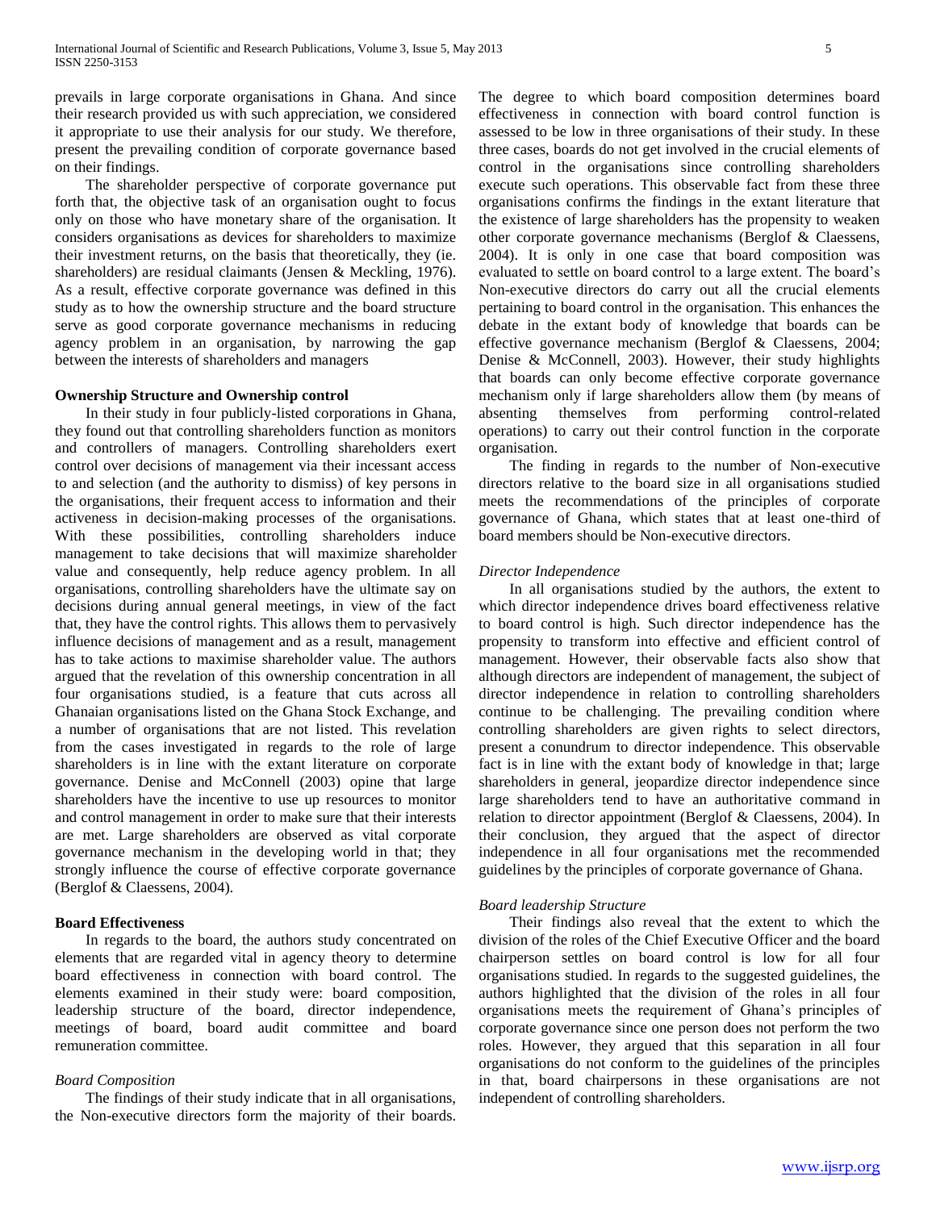prevails in large corporate organisations in Ghana. And since their research provided us with such appreciation, we considered it appropriate to use their analysis for our study. We therefore, present the prevailing condition of corporate governance based on their findings.

The shareholder perspective of corporate governance put forth that, the objective task of an organisation ought to focus only on those who have monetary share of the organisation. It considers organisations as devices for shareholders to maximize their investment returns, on the basis that theoretically, they (ie. shareholders) are residual claimants (Jensen & Meckling, 1976). As a result, effective corporate governance was defined in this study as to how the ownership structure and the board structure serve as good corporate governance mechanisms in reducing agency problem in an organisation, by narrowing the gap between the interests of shareholders and managers

**Ownership Structure and Ownership control**

In their study in four publicly-listed corporations in Ghana, they found out that controlling shareholders function as monitors and controllers of managers. Controlling shareholders exert control over decisions of management via their incessant access to and selection (and the authority to dismiss) of key persons in the organisations, their frequent access to information and their activeness in decision-making processes of the organisations. With these possibilities, controlling shareholders induce management to take decisions that will maximize shareholder value and consequently, help reduce agency problem. In all organisations, controlling shareholders have the ultimate say on decisions during annual general meetings, in view of the fact that, they have the control rights. This allows them to pervasively influence decisions of management and as a result, management has to take actions to maximise shareholder value. The authors argued that the revelation of this ownership concentration in all four organisations studied, is a feature that cuts across all Ghanaian organisations listed on the Ghana Stock Exchange, and a number of organisations that are not listed. This revelation from the cases investigated in regards to the role of large shareholders is in line with the extant literature on corporate governance. Denise and McConnell (2003) opine that large shareholders have the incentive to use up resources to monitor and control management in order to make sure that their interests are met. Large shareholders are observed as vital corporate governance mechanism in the developing world in that; they strongly influence the course of effective corporate governance (Berglof & Claessens, 2004).

**Board Effectiveness**

In regards to the board, the authors study concentrated on elements that are regarded vital in agency theory to determine board effectiveness in connection with board control. The elements examined in their study were: board composition, leadership structure of the board, director independence, meetings of board, board audit committee and board remuneration committee.

*Board Composition*

The findings of their study indicate that in all organisations, the Non-executive directors form the majority of their boards. The degree to which board composition determines board effectiveness in connection with board control function is assessed to be low in three organisations of their study. In these three cases, boards do not get involved in the crucial elements of control in the organisations since controlling shareholders execute such operations. This observable fact from these three organisations confirms the findings in the extant literature that the existence of large shareholders has the propensity to weaken other corporate governance mechanisms (Berglof & Claessens, 2004). It is only in one case that board composition was evaluated to settle on board control to a large extent. The board's Non-executive directors do carry out all the crucial elements pertaining to board control in the organisation. This enhances the debate in the extant body of knowledge that boards can be effective governance mechanism (Berglof & Claessens, 2004; Denise & McConnell, 2003). However, their study highlights that boards can only become effective corporate governance mechanism only if large shareholders allow them (by means of absenting themselves from performing control-related operations) to carry out their control function in the corporate organisation.

The finding in regards to the number of Non-executive directors relative to the board size in all organisations studied meets the recommendations of the principles of corporate governance of Ghana, which states that at least one-third of board members should be Non-executive directors.

*Director Independence*

In all organisations studied by the authors, the extent to which director independence drives board effectiveness relative to board control is high. Such director independence has the propensity to transform into effective and efficient control of management. However, their observable facts also show that although directors are independent of management, the subject of director independence in relation to controlling shareholders continue to be challenging. The prevailing condition where controlling shareholders are given rights to select directors, present a conundrum to director independence. This observable fact is in line with the extant body of knowledge in that; large shareholders in general, jeopardize director independence since large shareholders tend to have an authoritative command in relation to director appointment (Berglof & Claessens, 2004). In their conclusion, they argued that the aspect of director independence in all four organisations met the recommended guidelines by the principles of corporate governance of Ghana.

*Board leadership Structure*

Their findings also reveal that the extent to which the division of the roles of the Chief Executive Officer and the board chairperson settles on board control is low for all four organisations studied. In regards to the suggested guidelines, the authors highlighted that the division of the roles in all four organisations meets the requirement of Ghana's principles of corporate governance since one person does not perform the two roles. However, they argued that this separation in all four organisations do not conform to the guidelines of the principles in that, board chairpersons in these organisations are not independent of controlling shareholders.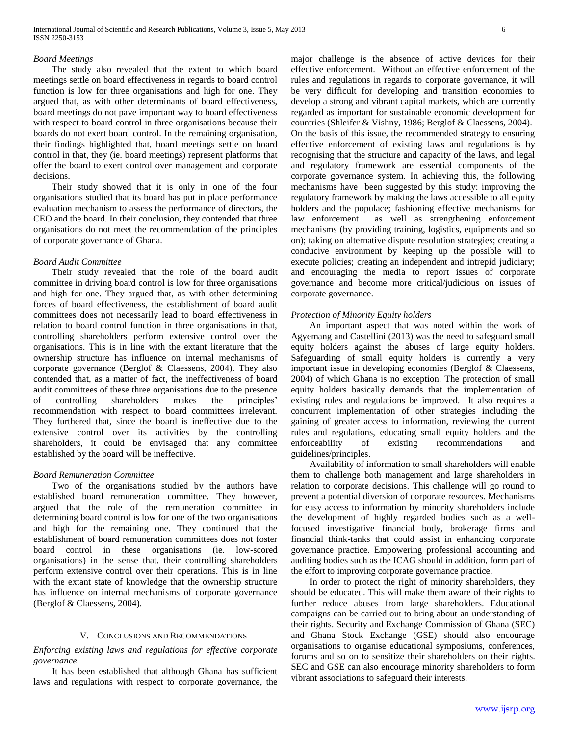*Board Meetings*

The study also revealed that the extent to which board meetings settle on board effectiveness in regards to board control function is low for three organisations and high for one. They argued that, as with other determinants of board effectiveness, board meetings do not pave important way to board effectiveness with respect to board control in three organisations because their boards do not exert board control. In the remaining organisation, their findings highlighted that, board meetings settle on board control in that, they (ie. board meetings) represent platforms that offer the board to exert control over management and corporate decisions.

Their study showed that it is only in one of the four organisations studied that its board has put in place performance evaluation mechanism to assess the performance of directors, the CEO and the board. In their conclusion, they contended that three organisations do not meet the recommendation of the principles of corporate governance of Ghana.

*Board Audit Committee*

Their study revealed that the role of the board audit committee in driving board control is low for three organisations and high for one. They argued that, as with other determining forces of board effectiveness, the establishment of board audit committees does not necessarily lead to board effectiveness in relation to board control function in three organisations in that, controlling shareholders perform extensive control over the organisations. This is in line with the extant literature that the ownership structure has influence on internal mechanisms of corporate governance (Berglof & Claessens, 2004). They also contended that, as a matter of fact, the ineffectiveness of board audit committees of these three organisations due to the presence of controlling shareholders makes the principles' recommendation with respect to board committees irrelevant. They furthered that, since the board is ineffective due to the extensive control over its activities by the controlling shareholders, it could be envisaged that any committee established by the board will be ineffective.

*Board Remuneration Committee*

Two of the organisations studied by the authors have established board remuneration committee. They however, argued that the role of the remuneration committee in determining board control is low for one of the two organisations and high for the remaining one. They continued that the establishment of board remuneration committees does not foster board control in these organisations (ie. low-scored organisations) in the sense that, their controlling shareholders perform extensive control over their operations. This is in line with the extant state of knowledge that the ownership structure has influence on internal mechanisms of corporate governance (Berglof & Claessens, 2004).

## V. Conclusions and Recommendations

*Enforcing existing laws and regulations for effective corporate governance*

It has been established that although Ghana has sufficient laws and regulations with respect to corporate governance, the major challenge is the absence of active devices for their effective enforcement. Without an effective enforcement of the rules and regulations in regards to corporate governance, it will be very difficult for developing and transition economies to develop a strong and vibrant capital markets, which are currently regarded as important for sustainable economic development for countries (Shleifer & Vishny, 1986; Berglof & Claessens, 2004).

On the basis of this issue, the recommended strategy to ensuring effective enforcement of existing laws and regulations is by recognising that the structure and capacity of the laws, and legal and regulatory framework are essential components of the corporate governance system. In achieving this, the following mechanisms have been suggested by this study: improving the regulatory framework by making the laws accessible to all equity holders and the populace; fashioning effective mechanisms for law enforcement as well as strengthening enforcement mechanisms (by providing training, logistics, equipments and so on); taking on alternative dispute resolution strategies; creating a conducive environment by keeping up the possible will to execute policies; creating an independent and intrepid judiciary; and encouraging the media to report issues of corporate governance and become more critical/judicious on issues of corporate governance.

*Protection of Minority Equity holders*

An important aspect that was noted within the work of Agyemang and Castellini (2013) was the need to safeguard small equity holders against the abuses of large equity holders. Safeguarding of small equity holders is currently a very important issue in developing economies (Berglof & Claessens, 2004) of which Ghana is no exception. The protection of small equity holders basically demands that the implementation of existing rules and regulations be improved. It also requires a concurrent implementation of other strategies including the gaining of greater access to information, reviewing the current rules and regulations, educating small equity holders and the enforceability of existing recommendations and guidelines/principles.

Availability of information to small shareholders will enable them to challenge both management and large shareholders in relation to corporate decisions. This challenge will go round to prevent a potential diversion of corporate resources. Mechanisms for easy access to information by minority shareholders include the development of highly regarded bodies such as a well-focused investigative financial body, brokerage firms and financial think-tanks that could assist in enhancing corporate governance practice. Empowering professional accounting and auditing bodies such as the ICAG should in addition, form part of the effort to improving corporate governance practice.

In order to protect the right of minority shareholders, they should be educated. This will make them aware of their rights to further reduce abuses from large shareholders. Educational campaigns can be carried out to bring about an understanding of their rights. Security and Exchange Commission of Ghana (SEC) and Ghana Stock Exchange (GSE) should also encourage organisations to organise educational symposiums, conferences, forums and so on to sensitize their shareholders on their rights. SEC and GSE can also encourage minority shareholders to form vibrant associations to safeguard their interests.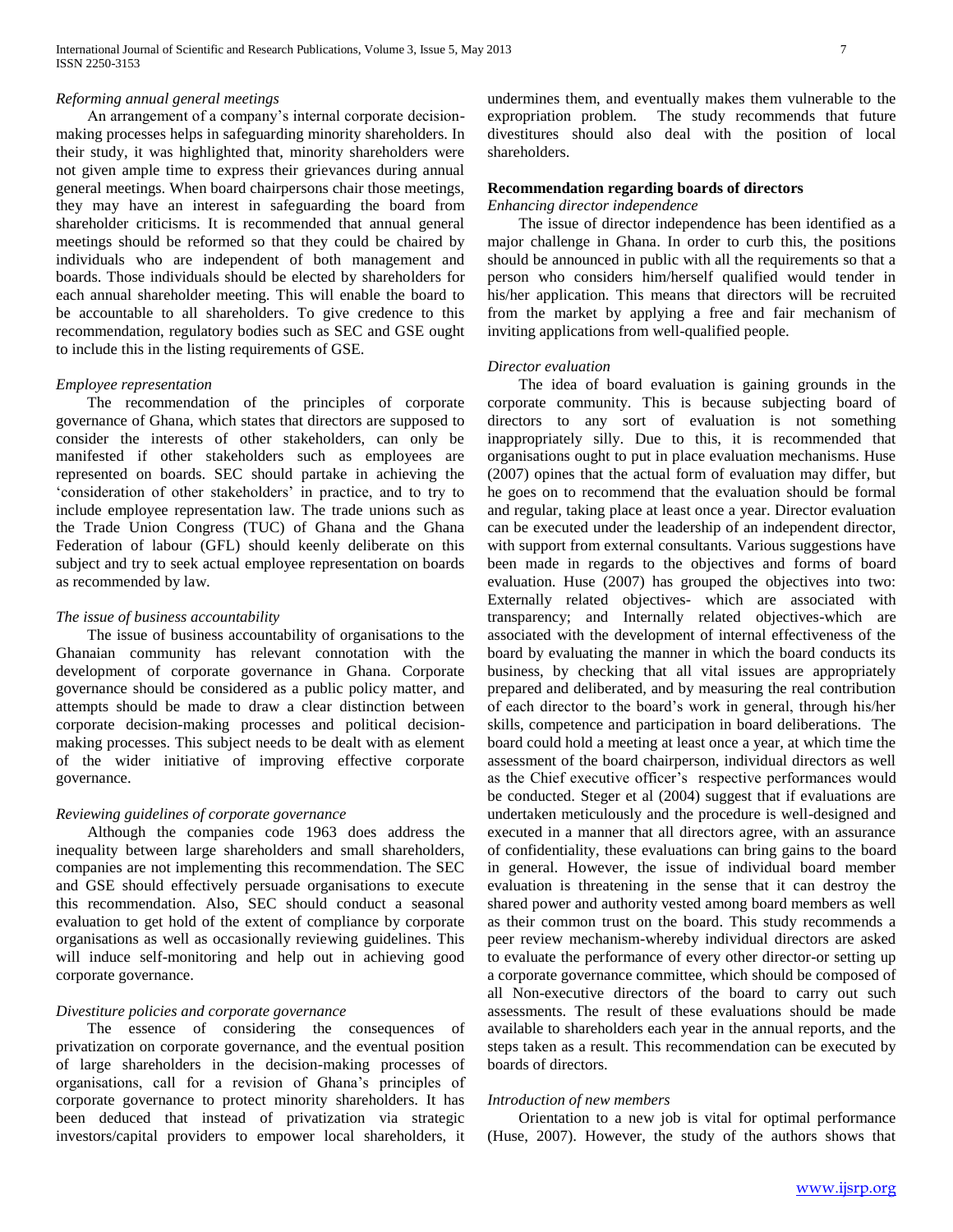*Reforming annual general meetings*

An arrangement of a company's internal corporate decision-making processes helps in safeguarding minority shareholders. In their study, it was highlighted that, minority shareholders were not given ample time to express their grievances during annual general meetings. When board chairpersons chair those meetings, they may have an interest in safeguarding the board from shareholder criticisms. It is recommended that annual general meetings should be reformed so that they could be chaired by individuals who are independent of both management and boards. Those individuals should be elected by shareholders for each annual shareholder meeting. This will enable the board to be accountable to all shareholders. To give credence to this recommendation, regulatory bodies such as SEC and GSE ought to include this in the listing requirements of GSE.

*Employee representation*

The recommendation of the principles of corporate governance of Ghana, which states that directors are supposed to consider the interests of other stakeholders, can only be manifested if other stakeholders such as employees are represented on boards. SEC should partake in achieving the 'consideration of other stakeholders' in practice, and to try to include employee representation law. The trade unions such as the Trade Union Congress (TUC) of Ghana and the Ghana Federation of labour (GFL) should keenly deliberate on this subject and try to seek actual employee representation on boards as recommended by law.

*The issue of business accountability*

The issue of business accountability of organisations to the Ghanaian community has relevant connotation with the development of corporate governance in Ghana. Corporate governance should be considered as a public policy matter, and attempts should be made to draw a clear distinction between corporate decision-making processes and political decision-making processes. This subject needs to be dealt with as element of the wider initiative of improving effective corporate governance.

*Reviewing guidelines of corporate governance*

Although the companies code 1963 does address the inequality between large shareholders and small shareholders, companies are not implementing this recommendation. The SEC and GSE should effectively persuade organisations to execute this recommendation. Also, SEC should conduct a seasonal evaluation to get hold of the extent of compliance by corporate organisations as well as occasionally reviewing guidelines. This will induce self-monitoring and help out in achieving good corporate governance.

*Divestiture policies and corporate governance*

The essence of considering the consequences of privatization on corporate governance, and the eventual position of large shareholders in the decision-making processes of organisations, call for a revision of Ghana's principles of corporate governance to protect minority shareholders. It has been deduced that instead of privatization via strategic investors/capital providers to empower local shareholders, it undermines them, and eventually makes them vulnerable to the expropriation problem. The study recommends that future divestitures should also deal with the position of local shareholders.

**Recommendation regarding boards of directors**

*Enhancing director independence*

The issue of director independence has been identified as a major challenge in Ghana. In order to curb this, the positions should be announced in public with all the requirements so that a person who considers him/herself qualified would tender in his/her application. This means that directors will be recruited from the market by applying a free and fair mechanism of inviting applications from well-qualified people.

*Director evaluation*

The idea of board evaluation is gaining grounds in the corporate community. This is because subjecting board of directors to any sort of evaluation is not something inappropriately silly. Due to this, it is recommended that organisations ought to put in place evaluation mechanisms. Huse (2007) opines that the actual form of evaluation may differ, but he goes on to recommend that the evaluation should be formal and regular, taking place at least once a year. Director evaluation can be executed under the leadership of an independent director, with support from external consultants. Various suggestions have been made in regards to the objectives and forms of board evaluation. Huse (2007) has grouped the objectives into two: Externally related objectives- which are associated with transparency; and Internally related objectives-which are associated with the development of internal effectiveness of the board by evaluating the manner in which the board conducts its business, by checking that all vital issues are appropriately prepared and deliberated, and by measuring the real contribution of each director to the board's work in general, through his/her skills, competence and participation in board deliberations. The board could hold a meeting at least once a year, at which time the assessment of the board chairperson, individual directors as well as the Chief executive officer's respective performances would be conducted. Steger et al (2004) suggest that if evaluations are undertaken meticulously and the procedure is well-designed and executed in a manner that all directors agree, with an assurance of confidentiality, these evaluations can bring gains to the board in general. However, the issue of individual board member evaluation is threatening in the sense that it can destroy the shared power and authority vested among board members as well as their common trust on the board. This study recommends a peer review mechanism-whereby individual directors are asked to evaluate the performance of every other director-or setting up a corporate governance committee, which should be composed of all Non-executive directors of the board to carry out such assessments. The result of these evaluations should be made available to shareholders each year in the annual reports, and the steps taken as a result. This recommendation can be executed by boards of directors.

*Introduction of new members*

Orientation to a new job is vital for optimal performance (Huse, 2007). However, the study of the authors shows that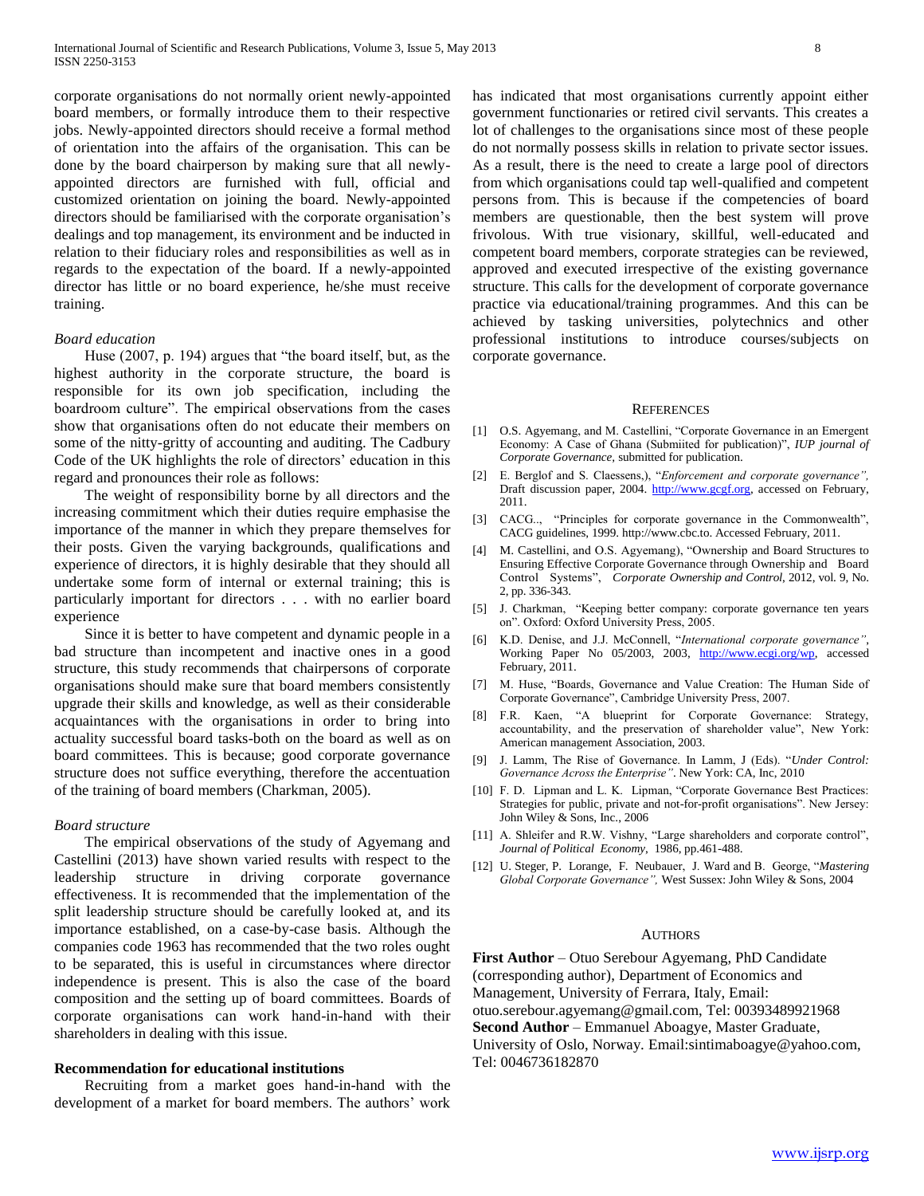corporate organisations do not normally orient newly-appointed board members, or formally introduce them to their respective jobs. Newly-appointed directors should receive a formal method of orientation into the affairs of the organisation. This can be done by the board chairperson by making sure that all newly-appointed directors are furnished with full, official and customized orientation on joining the board. Newly-appointed directors should be familiarised with the corporate organisation's dealings and top management, its environment and be inducted in relation to their fiduciary roles and responsibilities as well as in regards to the expectation of the board. If a newly-appointed director has little or no board experience, he/she must receive training.

*Board education*

Huse (2007, p. 194) argues that "the board itself, but, as the highest authority in the corporate structure, the board is responsible for its own job specification, including the boardroom culture". The empirical observations from the cases show that organisations often do not educate their members on some of the nitty-gritty of accounting and auditing. The Cadbury Code of the UK highlights the role of directors' education in this regard and pronounces their role as follows:

The weight of responsibility borne by all directors and the increasing commitment which their duties require emphasise the importance of the manner in which they prepare themselves for their posts. Given the varying backgrounds, qualifications and experience of directors, it is highly desirable that they should all undertake some form of internal or external training; this is particularly important for directors . . . with no earlier board experience

Since it is better to have competent and dynamic people in a bad structure than incompetent and inactive ones in a good structure, this study recommends that chairpersons of corporate organisations should make sure that board members consistently upgrade their skills and knowledge, as well as their considerable acquaintances with the organisations in order to bring into actuality successful board tasks-both on the board as well as on board committees. This is because; good corporate governance structure does not suffice everything, therefore the accentuation of the training of board members (Charkman, 2005).

*Board structure*

The empirical observations of the study of Agyemang and Castellini (2013) have shown varied results with respect to the leadership structure in driving corporate governance effectiveness. It is recommended that the implementation of the split leadership structure should be carefully looked at, and its importance established, on a case-by-case basis. Although the companies code 1963 has recommended that the two roles ought to be separated, this is useful in circumstances where director independence is present. This is also the case of the board composition and the setting up of board committees. Boards of corporate organisations can work hand-in-hand with their shareholders in dealing with this issue.

**Recommendation for educational institutions**

Recruiting from a market goes hand-in-hand with the development of a market for board members. The authors' work has indicated that most organisations currently appoint either government functionaries or retired civil servants. This creates a lot of challenges to the organisations since most of these people do not normally possess skills in relation to private sector issues. As a result, there is the need to create a large pool of directors from which organisations could tap well-qualified and competent persons from. This is because if the competencies of board members are questionable, then the best system will prove frivolous. With true visionary, skillful, well-educated and competent board members, corporate strategies can be reviewed, approved and executed irrespective of the existing governance structure. This calls for the development of corporate governance practice via educational/training programmes. And this can be achieved by tasking universities, polytechnics and other professional institutions to introduce courses/subjects on corporate governance.

## References

[1] O.S. Agyemang, and M. Castellini, "Corporate Governance in an Emergent Economy: A Case of Ghana (Submiited for publication)", *IUP journal of Corporate Governance*, submitted for publication.

[2] E. Berglof and S. Claessens,), "*Enforcement and corporate governance",* Draft discussion paper, 2004. http://www.gcgf.org, accessed on February, 2011.

[3] CACG.., "Principles for corporate governance in the Commonwealth", CACG guidelines, 1999. http://www.cbc.to. Accessed February, 2011.

[4] M. Castellini, and O.S. Agyemang), "Ownership and Board Structures to Ensuring Effective Corporate Governance through Ownership and Board Control Systems", *Corporate Ownership and Control*, 2012, vol. 9, No. 2, pp. 336-343.

[5] J. Charkman, "Keeping better company: corporate governance ten years on". Oxford: Oxford University Press, 2005.

[6] K.D. Denise, and J.J. McConnell, "*International corporate governance"*, Working Paper No 05/2003, 2003, http://www.ecgi.org/wp, accessed February, 2011.

[7] M. Huse, "Boards, Governance and Value Creation: The Human Side of Corporate Governance", Cambridge University Press, 2007.

[8] F.R. Kaen, "A blueprint for Corporate Governance: Strategy, accountability, and the preservation of shareholder value", New York: American management Association, 2003.

[9] J. Lamm, The Rise of Governance. In Lamm, J (Eds). "*Under Control: Governance Across the Enterprise"*. New York: CA, Inc, 2010

[10] F. D. Lipman and L. K. Lipman, "Corporate Governance Best Practices: Strategies for public, private and not-for-profit organisations". New Jersey: John Wiley & Sons, Inc., 2006

[11] A. Shleifer and R.W. Vishny, "Large shareholders and corporate control", *Journal of Political Economy*, 1986, pp.461-488.

[12] U. Steger, P. Lorange, F. Neubauer, J. Ward and B. George, "*Mastering Global Corporate Governance",* West Sussex: John Wiley & Sons, 2004

## Authors

**First Author** – Otuo Serebour Agyemang, PhD Candidate (corresponding author), Department of Economics and Management, University of Ferrara, Italy, Email: otuo.serebour.agyemang@gmail.com, Tel: 00393489921968

**Second Author** – Emmanuel Aboagye, Master Graduate, University of Oslo, Norway. Email:sintimaboagye@yahoo.com, Tel: 0046736182870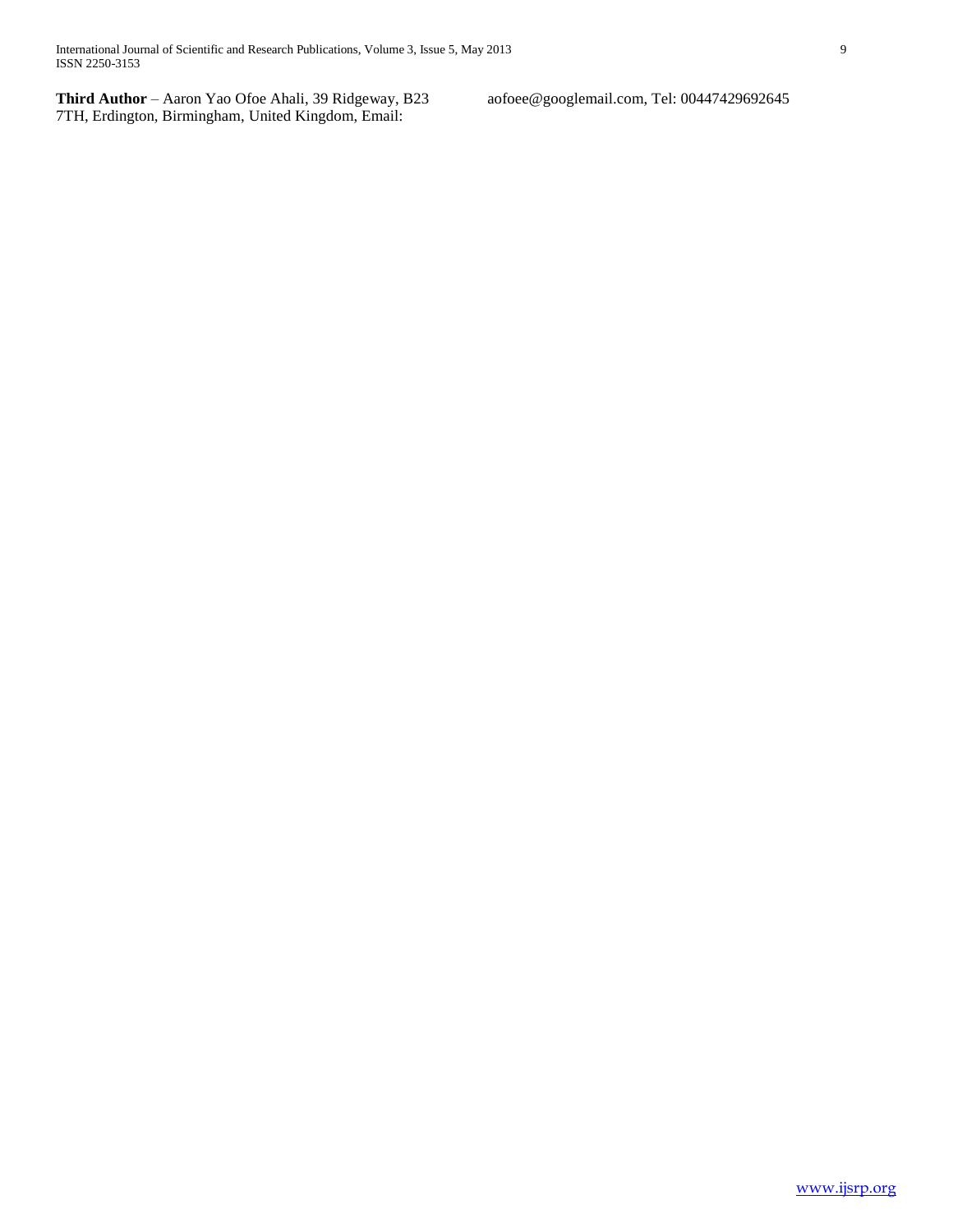**Third Author** – Aaron Yao Ofoe Ahali, 39 Ridgeway, B23 7TH, Erdington, Birmingham, United Kingdom, Email: aofoee@googlemail.com, Tel: 00447429692645